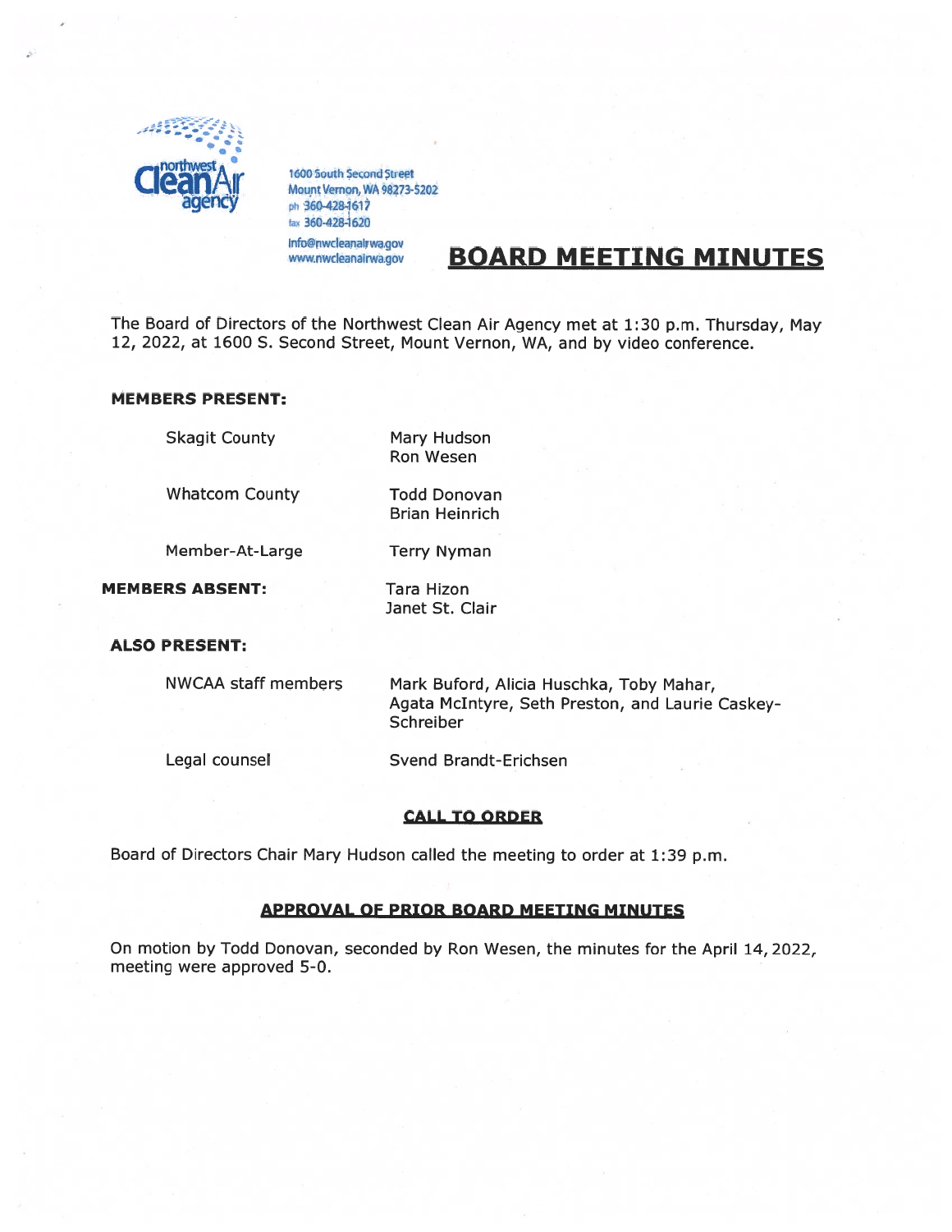northwest Clean Air agency

1600 South Second Street
Mount Vernon, WA 98273-5202
ph 360-428-1617
fax 360-428-1620
info@nwcleanairwa.gov
www.nwcleanairwa.gov

# BOARD MEETING MINUTES

The Board of Directors of the Northwest Clean Air Agency met at 1:30 p.m. Thursday, May 12, 2022, at 1600 S. Second Street, Mount Vernon, WA, and by video conference.

**MEMBERS PRESENT:**

| | |
|---|---|
| Skagit County | Mary Hudson<br>Ron Wesen |
| Whatcom County | Todd Donovan<br>Brian Heinrich |
| Member-At-Large | Terry Nyman |

**MEMBERS ABSENT:** Tara Hizon, Janet St. Clair

**ALSO PRESENT:**

| | |
|---|---|
| NWCAA staff members | Mark Buford, Alicia Huschka, Toby Mahar, Agata McIntyre, Seth Preston, and Laurie Caskey-Schreiber |
| Legal counsel | Svend Brandt-Erichsen |

## CALL TO ORDER

Board of Directors Chair Mary Hudson called the meeting to order at 1:39 p.m.

## APPROVAL OF PRIOR BOARD MEETING MINUTES

On motion by Todd Donovan, seconded by Ron Wesen, the minutes for the April 14, 2022, meeting were approved 5-0.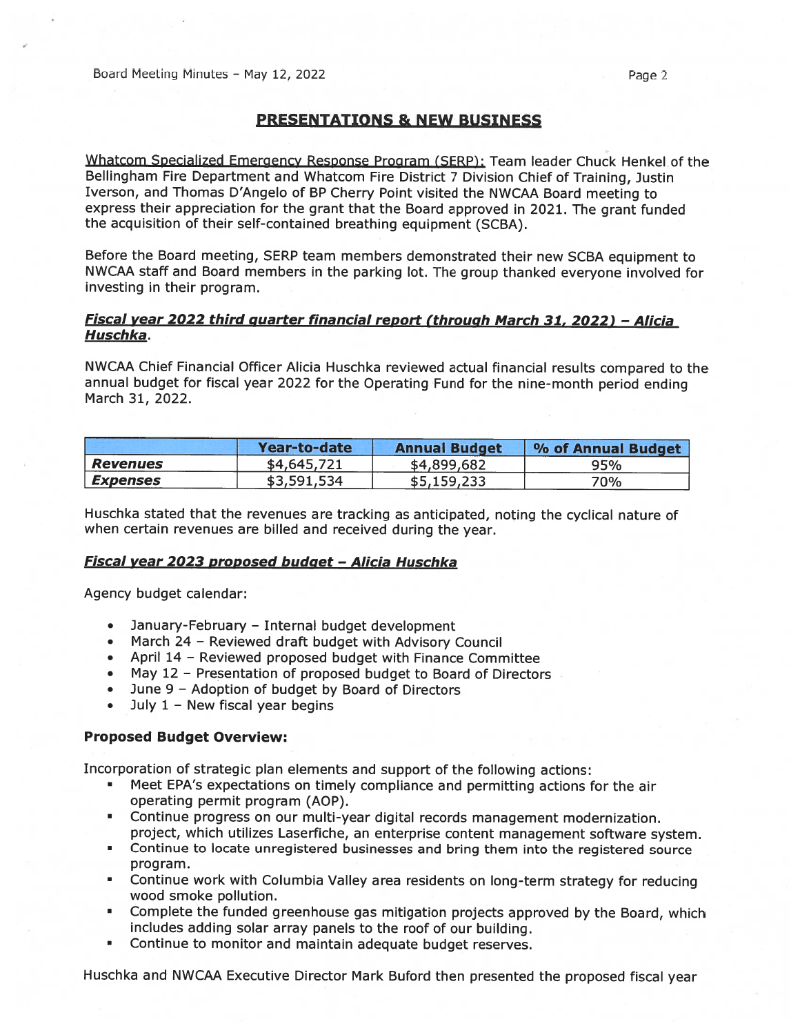## PRESENTATIONS & NEW BUSINESS

Whatcom Specialized Emergency Response Program (SERP): Team leader Chuck Henkel of the Bellingham Fire Department and Whatcom Fire District 7 Division Chief of Training, Justin Iverson, and Thomas D'Angelo of BP Cherry Point visited the NWCAA Board meeting to express their appreciation for the grant that the Board approved in 2021. The grant funded the acquisition of their self-contained breathing equipment (SCBA).

Before the Board meeting, SERP team members demonstrated their new SCBA equipment to NWCAA staff and Board members in the parking lot. The group thanked everyone involved for investing in their program.

***Fiscal year 2022 third quarter financial report (through March 31, 2022) – Alicia Huschka***.

NWCAA Chief Financial Officer Alicia Huschka reviewed actual financial results compared to the annual budget for fiscal year 2022 for the Operating Fund for the nine-month period ending March 31, 2022.

| | Year-to-date | Annual Budget | % of Annual Budget |
|---|---|---|---|
| ***Revenues*** | $4,645,721 | $4,899,682 | 95% |
| ***Expenses*** | $3,591,534 | $5,159,233 | 70% |

Huschka stated that the revenues are tracking as anticipated, noting the cyclical nature of when certain revenues are billed and received during the year.

***Fiscal year 2023 proposed budget – Alicia Huschka***

Agency budget calendar:

- January-February – Internal budget development
- March 24 – Reviewed draft budget with Advisory Council
- April 14 – Reviewed proposed budget with Finance Committee
- May 12 – Presentation of proposed budget to Board of Directors
- June 9 – Adoption of budget by Board of Directors
- July 1 – New fiscal year begins

**Proposed Budget Overview:**

Incorporation of strategic plan elements and support of the following actions:

- Meet EPA's expectations on timely compliance and permitting actions for the air operating permit program (AOP).
- Continue progress on our multi-year digital records management modernization. project, which utilizes Laserfiche, an enterprise content management software system.
- Continue to locate unregistered businesses and bring them into the registered source program.
- Continue work with Columbia Valley area residents on long-term strategy for reducing wood smoke pollution.
- Complete the funded greenhouse gas mitigation projects approved by the Board, which includes adding solar array panels to the roof of our building.
- Continue to monitor and maintain adequate budget reserves.

Huschka and NWCAA Executive Director Mark Buford then presented the proposed fiscal year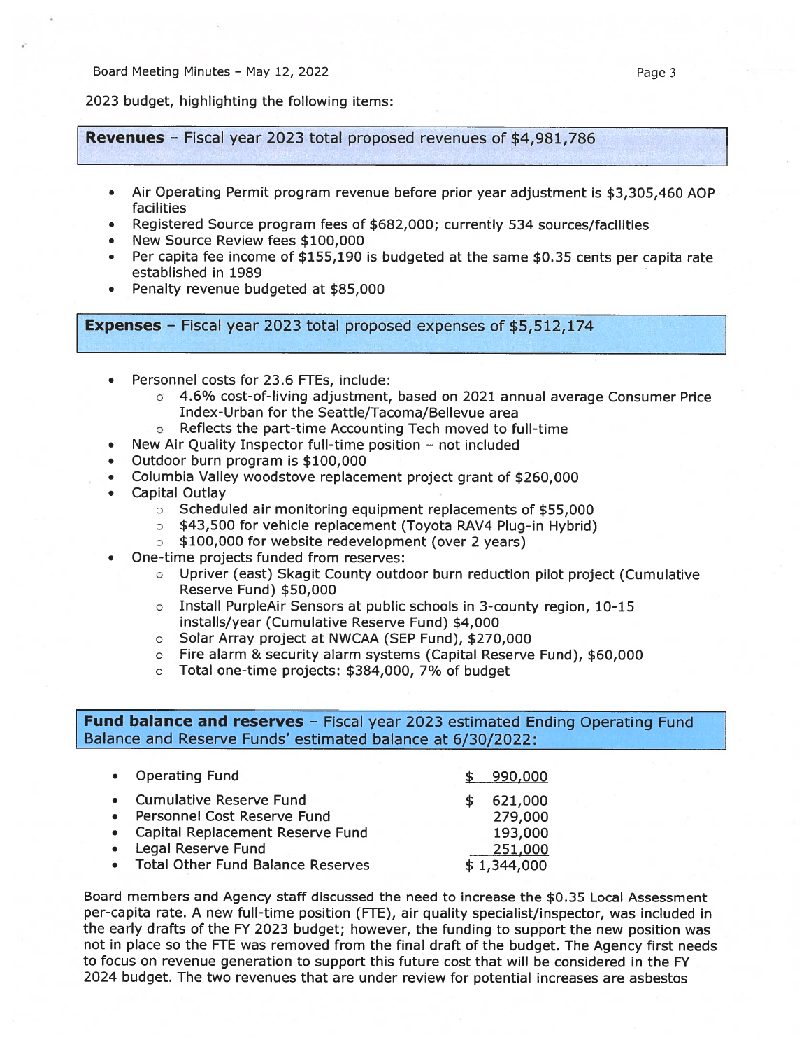2023 budget, highlighting the following items:

**Revenues** – Fiscal year 2023 total proposed revenues of $4,981,786

- Air Operating Permit program revenue before prior year adjustment is $3,305,460 AOP facilities
- Registered Source program fees of $682,000; currently 534 sources/facilities
- New Source Review fees $100,000
- Per capita fee income of $155,190 is budgeted at the same $0.35 cents per capita rate established in 1989
- Penalty revenue budgeted at $85,000

**Expenses** – Fiscal year 2023 total proposed expenses of $5,512,174

- Personnel costs for 23.6 FTEs, include:
  - 4.6% cost-of-living adjustment, based on 2021 annual average Consumer Price Index-Urban for the Seattle/Tacoma/Bellevue area
  - Reflects the part-time Accounting Tech moved to full-time
- New Air Quality Inspector full-time position – not included
- Outdoor burn program is $100,000
- Columbia Valley woodstove replacement project grant of $260,000
- Capital Outlay
  - Scheduled air monitoring equipment replacements of $55,000
  - $43,500 for vehicle replacement (Toyota RAV4 Plug-in Hybrid)
  - $100,000 for website redevelopment (over 2 years)
- One-time projects funded from reserves:
  - Upriver (east) Skagit County outdoor burn reduction pilot project (Cumulative Reserve Fund) $50,000
  - Install PurpleAir Sensors at public schools in 3-county region, 10-15 installs/year (Cumulative Reserve Fund) $4,000
  - Solar Array project at NWCAA (SEP Fund), $270,000
  - Fire alarm & security alarm systems (Capital Reserve Fund), $60,000
  - Total one-time projects: $384,000, 7% of budget

**Fund balance and reserves** – Fiscal year 2023 estimated Ending Operating Fund Balance and Reserve Funds' estimated balance at 6/30/2022:

| | |
|---|---|
| Operating Fund | $ 990,000 |
| Cumulative Reserve Fund | $ 621,000 |
| Personnel Cost Reserve Fund | 279,000 |
| Capital Replacement Reserve Fund | 193,000 |
| Legal Reserve Fund | 251,000 |
| Total Other Fund Balance Reserves | $ 1,344,000 |

Board members and Agency staff discussed the need to increase the $0.35 Local Assessment per-capita rate. A new full-time position (FTE), air quality specialist/inspector, was included in the early drafts of the FY 2023 budget; however, the funding to support the new position was not in place so the FTE was removed from the final draft of the budget. The Agency first needs to focus on revenue generation to support this future cost that will be considered in the FY 2024 budget. The two revenues that are under review for potential increases are asbestos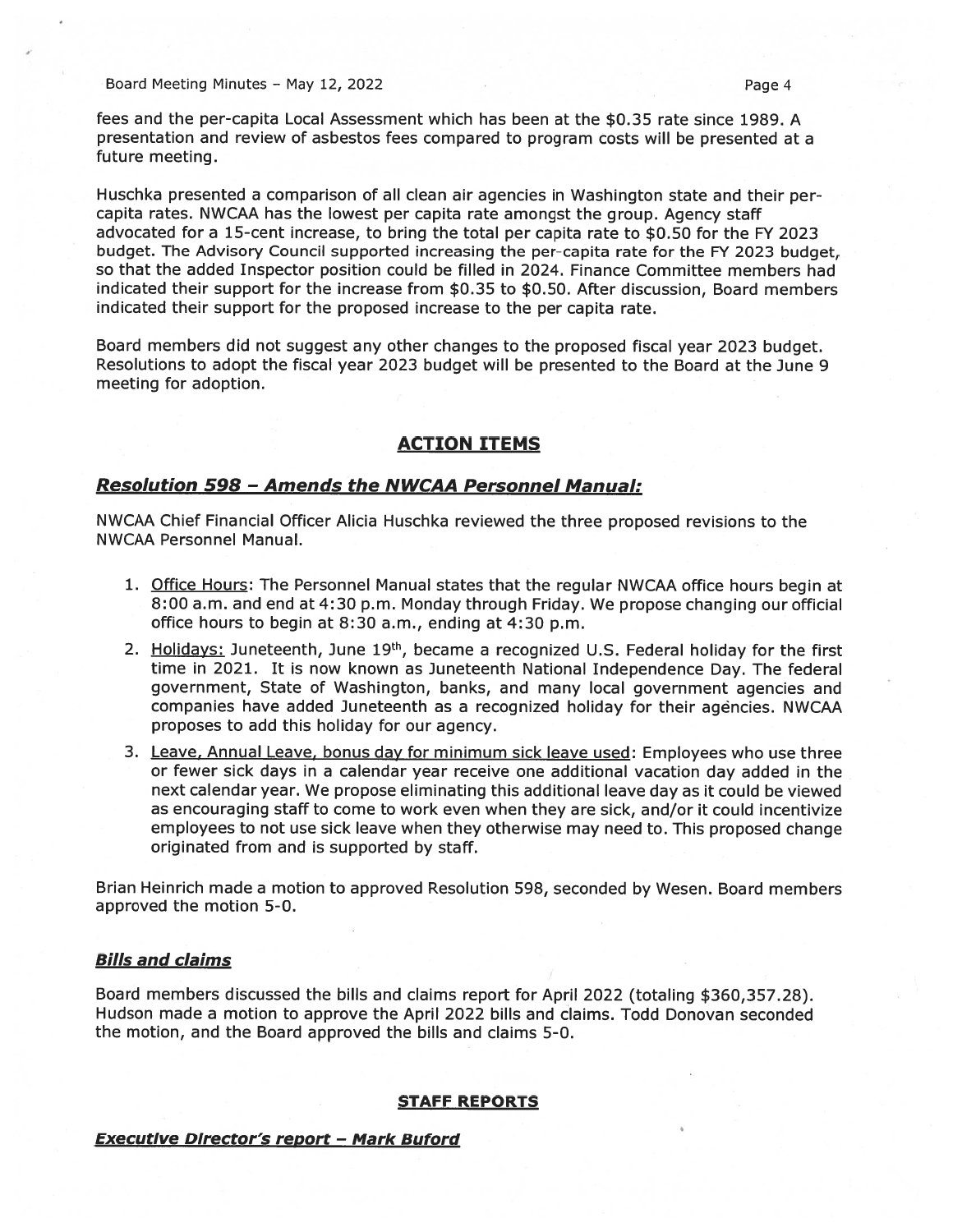fees and the per-capita Local Assessment which has been at the $0.35 rate since 1989. A presentation and review of asbestos fees compared to program costs will be presented at a future meeting.

Huschka presented a comparison of all clean air agencies in Washington state and their per-capita rates. NWCAA has the lowest per capita rate amongst the group. Agency staff advocated for a 15-cent increase, to bring the total per capita rate to $0.50 for the FY 2023 budget. The Advisory Council supported increasing the per-capita rate for the FY 2023 budget, so that the added Inspector position could be filled in 2024. Finance Committee members had indicated their support for the increase from $0.35 to $0.50. After discussion, Board members indicated their support for the proposed increase to the per capita rate.

Board members did not suggest any other changes to the proposed fiscal year 2023 budget. Resolutions to adopt the fiscal year 2023 budget will be presented to the Board at the June 9 meeting for adoption.

## ACTION ITEMS

### *Resolution 598 – Amends the NWCAA Personnel Manual:*

NWCAA Chief Financial Officer Alicia Huschka reviewed the three proposed revisions to the NWCAA Personnel Manual.

1. Office Hours: The Personnel Manual states that the regular NWCAA office hours begin at 8:00 a.m. and end at 4:30 p.m. Monday through Friday. We propose changing our official office hours to begin at 8:30 a.m., ending at 4:30 p.m.
2. Holidays: Juneteenth, June 19th, became a recognized U.S. Federal holiday for the first time in 2021. It is now known as Juneteenth National Independence Day. The federal government, State of Washington, banks, and many local government agencies and companies have added Juneteenth as a recognized holiday for their agencies. NWCAA proposes to add this holiday for our agency.
3. Leave, Annual Leave, bonus day for minimum sick leave used: Employees who use three or fewer sick days in a calendar year receive one additional vacation day added in the next calendar year. We propose eliminating this additional leave day as it could be viewed as encouraging staff to come to work even when they are sick, and/or it could incentivize employees to not use sick leave when they otherwise may need to. This proposed change originated from and is supported by staff.

Brian Heinrich made a motion to approved Resolution 598, seconded by Wesen. Board members approved the motion 5-0.

### *Bills and claims*

Board members discussed the bills and claims report for April 2022 (totaling $360,357.28). Hudson made a motion to approve the April 2022 bills and claims. Todd Donovan seconded the motion, and the Board approved the bills and claims 5-0.

## STAFF REPORTS

### *Executive Director's report – Mark Buford*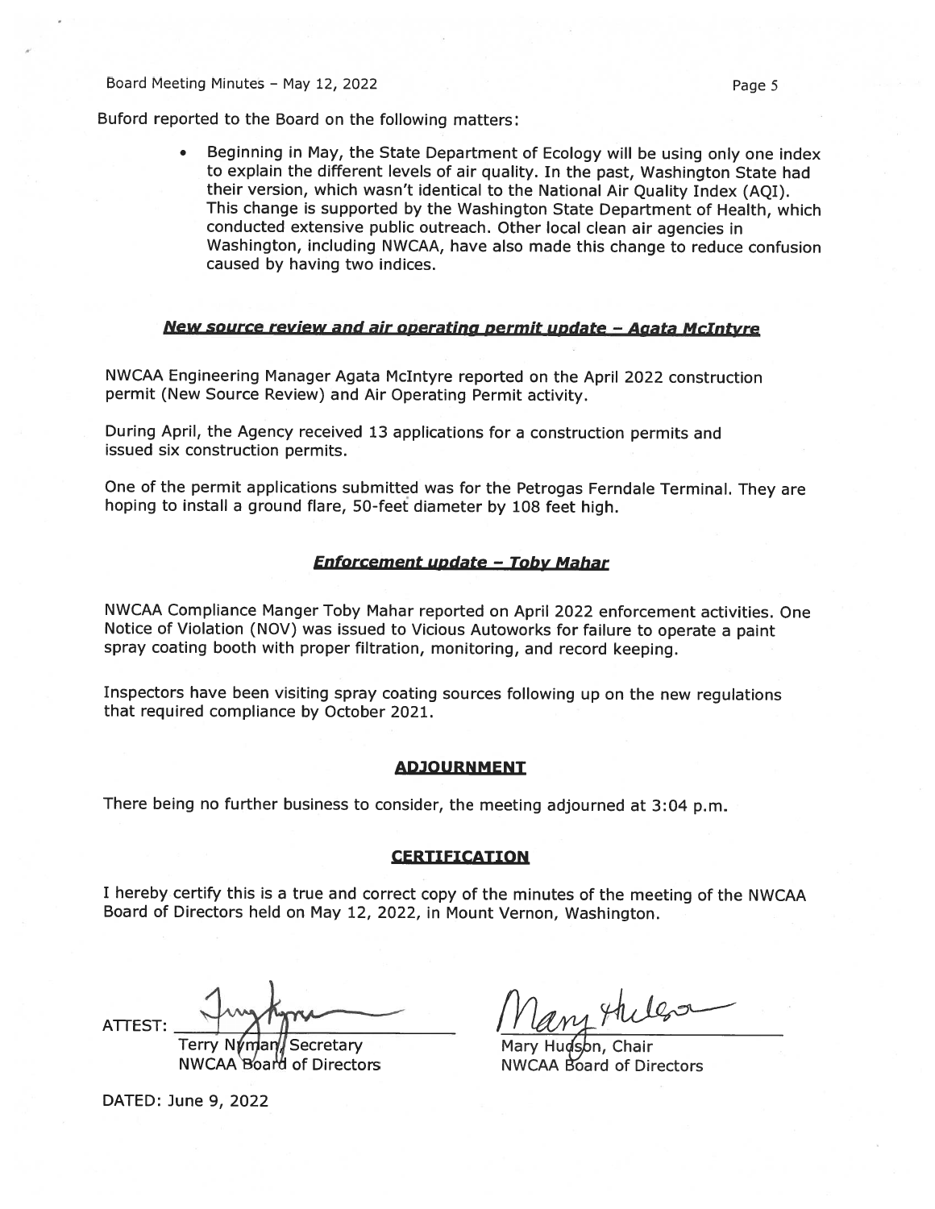Buford reported to the Board on the following matters:

- Beginning in May, the State Department of Ecology will be using only one index to explain the different levels of air quality. In the past, Washington State had their version, which wasn't identical to the National Air Quality Index (AQI). This change is supported by the Washington State Department of Health, which conducted extensive public outreach. Other local clean air agencies in Washington, including NWCAA, have also made this change to reduce confusion caused by having two indices.

### ***New source review and air operating permit update – Agata McIntyre***

NWCAA Engineering Manager Agata McIntyre reported on the April 2022 construction permit (New Source Review) and Air Operating Permit activity.

During April, the Agency received 13 applications for a construction permits and issued six construction permits.

One of the permit applications submitted was for the Petrogas Ferndale Terminal. They are hoping to install a ground flare, 50-feet diameter by 108 feet high.

### ***Enforcement update – Toby Mahar***

NWCAA Compliance Manger Toby Mahar reported on April 2022 enforcement activities. One Notice of Violation (NOV) was issued to Vicious Autoworks for failure to operate a paint spray coating booth with proper filtration, monitoring, and record keeping.

Inspectors have been visiting spray coating sources following up on the new regulations that required compliance by October 2021.

## ADJOURNMENT

There being no further business to consider, the meeting adjourned at 3:04 p.m.

## CERTIFICATION

I hereby certify this is a true and correct copy of the minutes of the meeting of the NWCAA Board of Directors held on May 12, 2022, in Mount Vernon, Washington.

ATTEST: _______________________
Terry Nyman, Secretary
NWCAA Board of Directors

_______________________
Mary Hudson, Chair
NWCAA Board of Directors

DATED: June 9, 2022